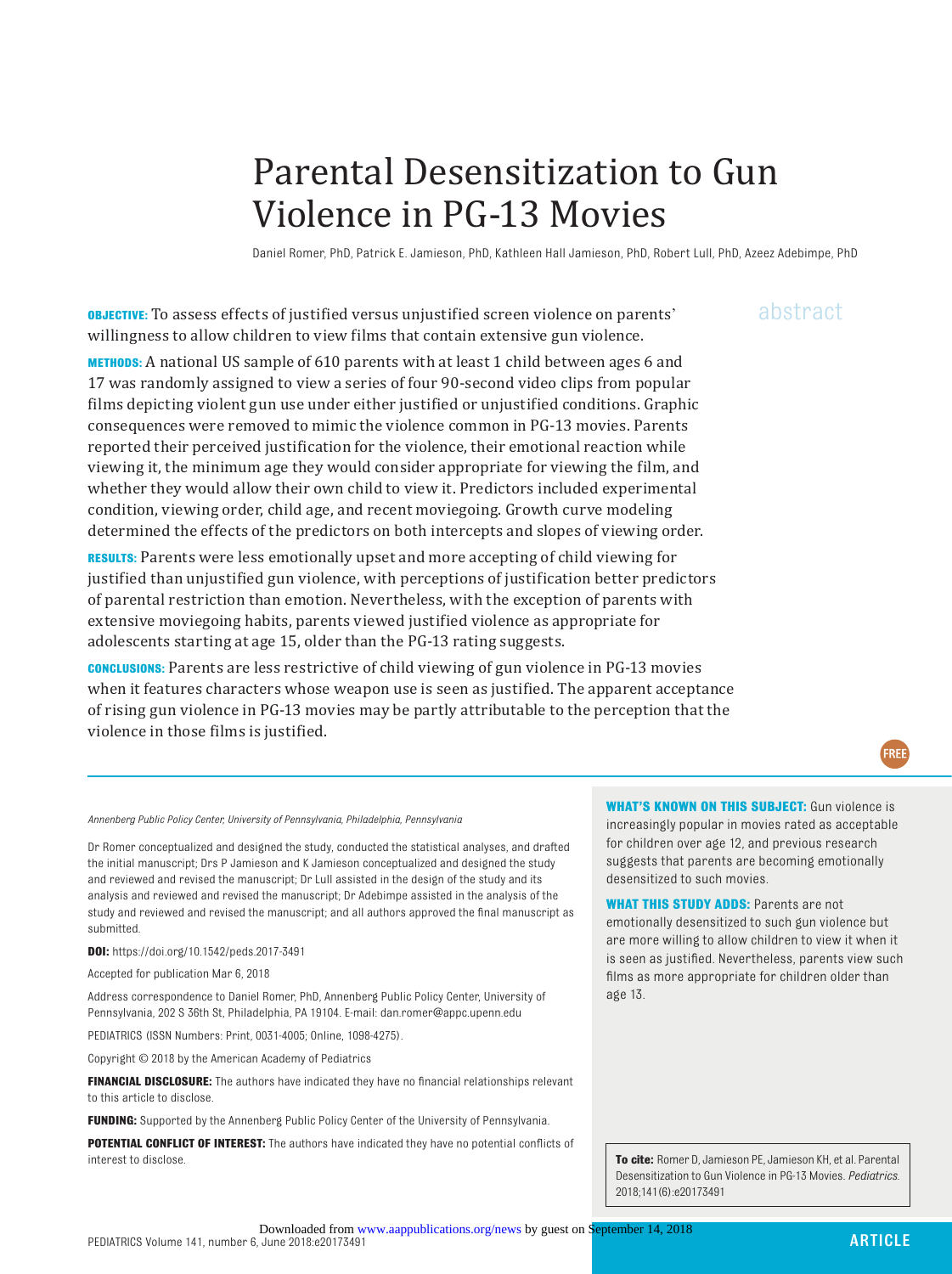# Parental Desensitization to Gun Violence in PG-13 Movies

Daniel Romer, PhD, Patrick E. Jamieson, PhD, Kathleen Hall Jamieson, PhD, Robert Lull, PhD, Azeez Adebimpe, PhD

abstract

**OBJECTIVE:** To assess effects of justified versus unjustified screen violence on parents' willingness to allow children to view films that contain extensive gun violence.

**METHODS:** A national US sample of 610 parents with at least 1 child between ages 6 and 17 was randomly assigned to view a series of four 90-second video clips from popular films depicting violent gun use under either justified or unjustified conditions. Graphic consequences were removed to mimic the violence common in PG-13 movies. Parents reported their perceived justification for the violence, their emotional reaction while viewing it, the minimum age they would consider appropriate for viewing the film, and whether they would allow their own child to view it. Predictors included experimental condition, viewing order, child age, and recent moviegoing. Growth curve modeling determined the effects of the predictors on both intercepts and slopes of viewing order.

**RESULTS:** Parents were less emotionally upset and more accepting of child viewing for justified than unjustified gun violence, with perceptions of justification better predictors of parental restriction than emotion. Nevertheless, with the exception of parents with extensive moviegoing habits, parents viewed justified violence as appropriate for adolescents starting at age 15, older than the PG-13 rating suggests.

**CONCLUSIONS:** Parents are less restrictive of child viewing of gun violence in PG-13 movies when it features characters whose weapon use is seen as justified. The apparent acceptance of rising gun violence in PG-13 movies may be partly attributable to the perception that the violence in those films is justified.

FREE

*Annenberg Public Policy Center, University of Pennsylvania, Philadelphia, Pennsylvania*

Dr Romer conceptualized and designed the study, conducted the statistical analyses, and drafted the initial manuscript; Drs P Jamieson and K Jamieson conceptualized and designed the study and reviewed and revised the manuscript; Dr Lull assisted in the design of the study and its analysis and reviewed and revised the manuscript; Dr Adebimpe assisted in the analysis of the study and reviewed and revised the manuscript; and all authors approved the final manuscript as submitted.

**DOI:** https://doi.org/10.1542/peds.2017-3491

Accepted for publication Mar 6, 2018

Address correspondence to Daniel Romer, PhD, Annenberg Public Policy Center, University of Pennsylvania, 202 S 36th St, Philadelphia, PA 19104. E-mail: dan.romer@appc.upenn.edu

PEDIATRICS (ISSN Numbers: Print, 0031-4005; Online, 1098-4275).

Copyright © 2018 by the American Academy of Pediatrics

**FINANCIAL DISCLOSURE:** The authors have indicated they have no financial relationships relevant to this article to disclose.

**FUNDING:** Supported by the Annenberg Public Policy Center of the University of Pennsylvania.

**POTENTIAL CONFLICT OF INTEREST:** The authors have indicated they have no potential conflicts of interest to disclose.

**WHAT'S KNOWN ON THIS SUBJECT:** Gun violence is increasingly popular in movies rated as acceptable for children over age 12, and previous research suggests that parents are becoming emotionally desensitized to such movies.

**WHAT THIS STUDY ADDS:** Parents are not emotionally desensitized to such gun violence but are more willing to allow children to view it when it is seen as justified. Nevertheless, parents view such films as more appropriate for children older than age 13.

**To cite:** Romer D, Jamieson PE, Jamieson KH, et al. Parental Desensitization to Gun Violence in PG-13 Movies. *Pediatrics.* 2018;141(6):e20173491

ARTICLE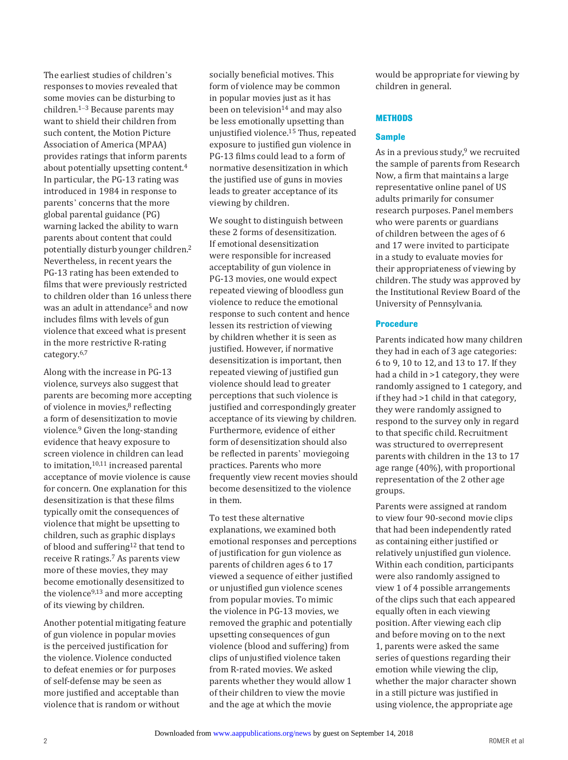The earliest studies of children's responses to movies revealed that some movies can be disturbing to children.[1–3] Because parents may want to shield their children from such content, the Motion Picture Association of America (MPAA) provides ratings that inform parents about potentially upsetting content.[4] In particular, the PG-13 rating was introduced in 1984 in response to parents' concerns that the more global parental guidance (PG) warning lacked the ability to warn parents about content that could potentially disturb younger children.[2] Nevertheless, in recent years the PG-13 rating has been extended to films that were previously restricted to children older than 16 unless there was an adult in attendance[5] and now includes films with levels of gun violence that exceed what is present in the more restrictive R-rating category.[6,7]

Along with the increase in PG-13 violence, surveys also suggest that parents are becoming more accepting of violence in movies,[8] reflecting a form of desensitization to movie violence.[9] Given the long-standing evidence that heavy exposure to screen violence in children can lead to imitation,[10,11] increased parental acceptance of movie violence is cause for concern. One explanation for this desensitization is that these films typically omit the consequences of violence that might be upsetting to children, such as graphic displays of blood and suffering[12] that tend to receive R ratings.[7] As parents view more of these movies, they may become emotionally desensitized to the violence[9,13] and more accepting of its viewing by children.

Another potential mitigating feature of gun violence in popular movies is the perceived justification for the violence. Violence conducted to defeat enemies or for purposes of self-defense may be seen as more justified and acceptable than violence that is random or without socially beneficial motives. This form of violence may be common in popular movies just as it has been on television[14] and may also be less emotionally upsetting than unjustified violence.[15] Thus, repeated exposure to justified gun violence in PG-13 films could lead to a form of normative desensitization in which the justified use of guns in movies leads to greater acceptance of its viewing by children.

We sought to distinguish between these 2 forms of desensitization. If emotional desensitization were responsible for increased acceptability of gun violence in PG-13 movies, one would expect repeated viewing of bloodless gun violence to reduce the emotional response to such content and hence lessen its restriction of viewing by children whether it is seen as justified. However, if normative desensitization is important, then repeated viewing of justified gun violence should lead to greater perceptions that such violence is justified and correspondingly greater acceptance of its viewing by children. Furthermore, evidence of either form of desensitization should also be reflected in parents' moviegoing practices. Parents who more frequently view recent movies should become desensitized to the violence in them.

To test these alternative explanations, we examined both emotional responses and perceptions of justification for gun violence as parents of children ages 6 to 17 viewed a sequence of either justified or unjustified gun violence scenes from popular movies. To mimic the violence in PG-13 movies, we removed the graphic and potentially upsetting consequences of gun violence (blood and suffering) from clips of unjustified violence taken from R-rated movies. We asked parents whether they would allow 1 of their children to view the movie and the age at which the movie would be appropriate for viewing by children in general.

## METHODS

### Sample

As in a previous study,[9] we recruited the sample of parents from Research Now, a firm that maintains a large representative online panel of US adults primarily for consumer research purposes. Panel members who were parents or guardians of children between the ages of 6 and 17 were invited to participate in a study to evaluate movies for their appropriateness of viewing by children. The study was approved by the Institutional Review Board of the University of Pennsylvania.

### Procedure

Parents indicated how many children they had in each of 3 age categories: 6 to 9, 10 to 12, and 13 to 17. If they had a child in >1 category, they were randomly assigned to 1 category, and if they had >1 child in that category, they were randomly assigned to respond to the survey only in regard to that specific child. Recruitment was structured to overrepresent parents with children in the 13 to 17 age range (40%), with proportional representation of the 2 other age groups.

Parents were assigned at random to view four 90-second movie clips that had been independently rated as containing either justified or relatively unjustified gun violence. Within each condition, participants were also randomly assigned to view 1 of 4 possible arrangements of the clips such that each appeared equally often in each viewing position. After viewing each clip and before moving on to the next 1, parents were asked the same series of questions regarding their emotion while viewing the clip, whether the major character shown in a still picture was justified in using violence, the appropriate age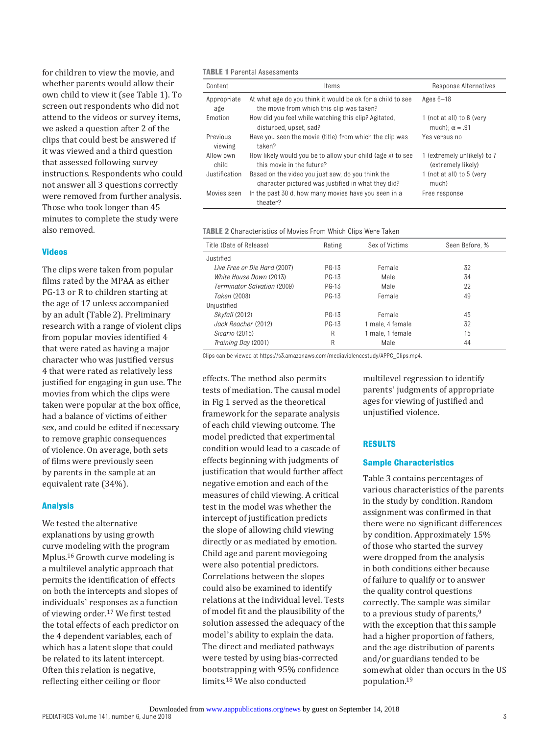for children to view the movie, and whether parents would allow their own child to view it (see Table 1). To screen out respondents who did not attend to the videos or survey items, we asked a question after 2 of the clips that could best be answered if it was viewed and a third question that assessed following survey instructions. Respondents who could not answer all 3 questions correctly were removed from further analysis. Those who took longer than 45 minutes to complete the study were also removed.

**TABLE 1** Parental Assessments

| Content | Items | Response Alternatives |
|---|---|---|
| Appropriate age | At what age do you think it would be ok for a child to see the movie from which this clip was taken? | Ages 6–18 |
| Emotion | How did you feel while watching this clip? Agitated, disturbed, upset, sad? | 1 (not at all) to 6 (very much); $\alpha = .91$ |
| Previous viewing | Have you seen the movie (title) from which the clip was taken? | Yes versus no |
| Allow own child | How likely would you be to allow your child (age x) to see this movie in the future? | 1 (extremely unlikely) to 7 (extremely likely) |
| Justification | Based on the video you just saw, do you think the character pictured was justified in what they did? | 1 (not at all) to 5 (very much) |
| Movies seen | In the past 30 d, how many movies have you seen in a theater? | Free response |

**TABLE 2** Characteristics of Movies From Which Clips Were Taken

| Title (Date of Release) | Rating | Sex of Victims | Seen Before, % |
|---|---|---|---|
| Justified | | | |
| *Live Free or Die Hard* (2007) | PG-13 | Female | 32 |
| *White House Down* (2013) | PG-13 | Male | 34 |
| *Terminator Salvation* (2009) | PG-13 | Male | 22 |
| *Taken* (2008) | PG-13 | Female | 49 |
| Unjustified | | | |
| *Skyfall* (2012) | PG-13 | Female | 45 |
| *Jack Reacher* (2012) | PG-13 | 1 male, 4 female | 32 |
| *Sicario* (2015) | R | 1 male, 1 female | 15 |
| *Training Day* (2001) | R | Male | 44 |

Clips can be viewed at https://s3.amazonaws.com/mediaviolencestudy/APPC_Clips.mp4.

## Videos

The clips were taken from popular films rated by the MPAA as either PG-13 or R to children starting at the age of 17 unless accompanied by an adult (Table 2). Preliminary research with a range of violent clips from popular movies identified 4 that were rated as having a major character who was justified versus 4 that were rated as relatively less justified for engaging in gun use. The movies from which the clips were taken were popular at the box office, had a balance of victims of either sex, and could be edited if necessary to remove graphic consequences of violence. On average, both sets of films were previously seen by parents in the sample at an equivalent rate (34%).

## Analysis

We tested the alternative explanations by using growth curve modeling with the program Mplus.[16] Growth curve modeling is a multilevel analytic approach that permits the identification of effects on both the intercepts and slopes of individuals' responses as a function of viewing order.[17] We first tested the total effects of each predictor on the 4 dependent variables, each of which has a latent slope that could be related to its latent intercept. Often this relation is negative, reflecting either ceiling or floor effects. The method also permits tests of mediation. The causal model in Fig 1 served as the theoretical framework for the separate analysis of each child viewing outcome. The model predicted that experimental condition would lead to a cascade of effects beginning with judgments of justification that would further affect negative emotion and each of the measures of child viewing. A critical test in the model was whether the intercept of justification predicts the slope of allowing child viewing directly or as mediated by emotion. Child age and parent moviegoing were also potential predictors. Correlations between the slopes could also be examined to identify relations at the individual level. Tests of model fit and the plausibility of the solution assessed the adequacy of the model's ability to explain the data. The direct and mediated pathways were tested by using bias-corrected bootstrapping with 95% confidence limits.[18] We also conducted multilevel regression to identify parents' judgments of appropriate ages for viewing of justified and unjustified violence.

# RESULTS

## Sample Characteristics

Table 3 contains percentages of various characteristics of the parents in the study by condition. Random assignment was confirmed in that there were no significant differences by condition. Approximately 15% of those who started the survey were dropped from the analysis in both conditions either because of failure to qualify or to answer the quality control questions correctly. The sample was similar to a previous study of parents,[9] with the exception that this sample had a higher proportion of fathers, and the age distribution of parents and/or guardians tended to be somewhat older than occurs in the US population.[19]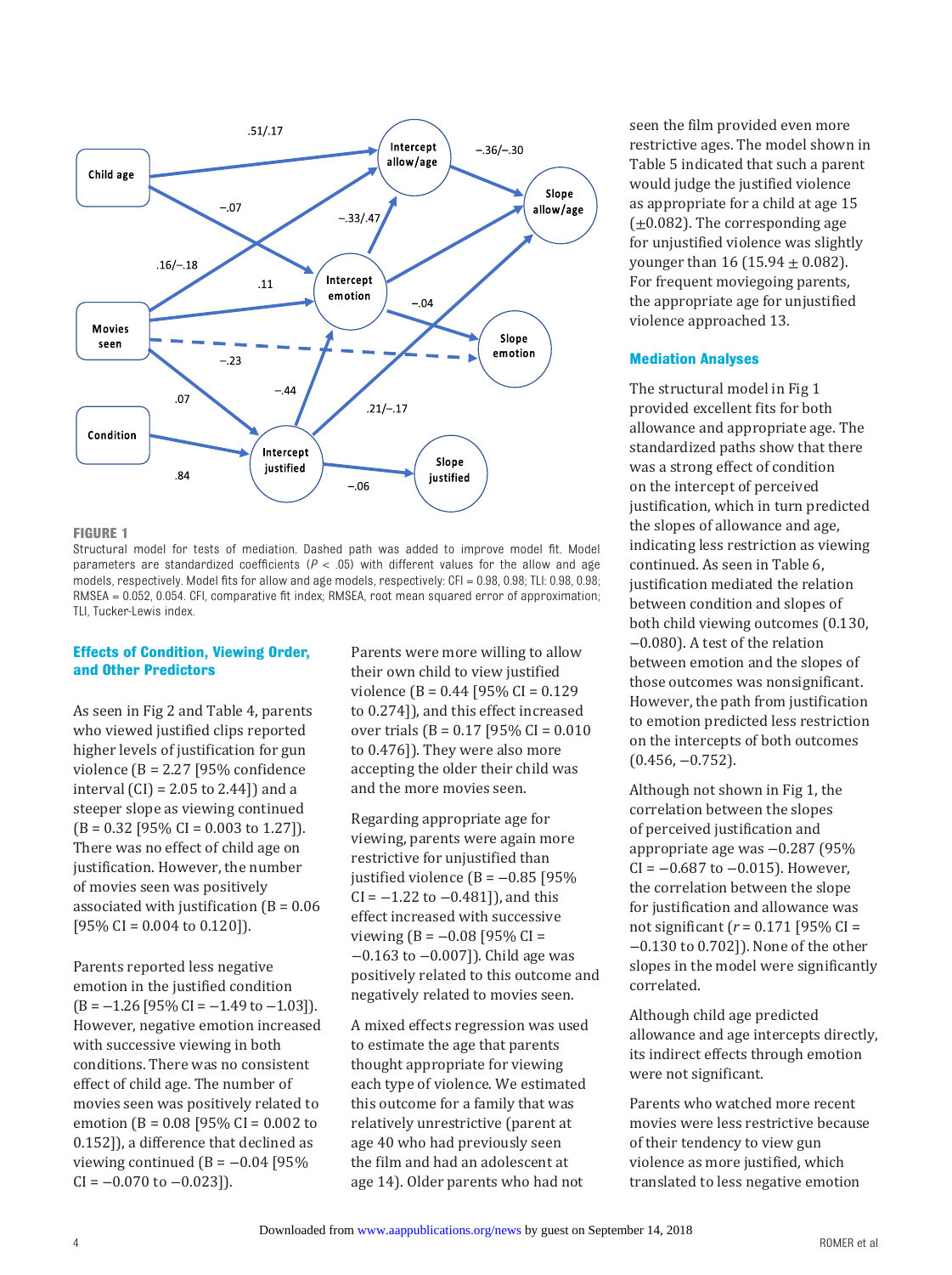**FIGURE 1**
Structural model for tests of mediation. Dashed path was added to improve model fit. Model parameters are standardized coefficients ($P < .05$) with different values for the allow and age models, respectively. Model fits for allow and age models, respectively: CFI = 0.98, 0.98; TLI: 0.98, 0.98; RMSEA = 0.052, 0.054. CFI, comparative fit index; RMSEA, root mean squared error of approximation; TLI, Tucker-Lewis index.

## Effects of Condition, Viewing Order, and Other Predictors

As seen in Fig 2 and Table 4, parents who viewed justified clips reported higher levels of justification for gun violence (B = 2.27 [95% confidence interval (CI) = 2.05 to 2.44]) and a steeper slope as viewing continued (B = 0.32 [95% CI = 0.003 to 1.27]). There was no effect of child age on justification. However, the number of movies seen was positively associated with justification (B = 0.06 [95% CI = 0.004 to 0.120]).

Parents reported less negative emotion in the justified condition (B = −1.26 [95% CI = −1.49 to −1.03]). However, negative emotion increased with successive viewing in both conditions. There was no consistent effect of child age. The number of movies seen was positively related to emotion (B = 0.08 [95% CI = 0.002 to 0.152]), a difference that declined as viewing continued (B = −0.04 [95% CI = −0.070 to −0.023]).

Parents were more willing to allow their own child to view justified violence (B = 0.44 [95% CI = 0.129 to 0.274]), and this effect increased over trials (B = 0.17 [95% CI = 0.010 to 0.476]). They were also more accepting the older their child was and the more movies seen.

Regarding appropriate age for viewing, parents were again more restrictive for unjustified than justified violence (B = −0.85 [95% CI = −1.22 to −0.481]), and this effect increased with successive viewing (B = −0.08 [95% CI = −0.163 to −0.007]). Child age was positively related to this outcome and negatively related to movies seen.

A mixed effects regression was used to estimate the age that parents thought appropriate for viewing each type of violence. We estimated this outcome for a family that was relatively unrestrictive (parent at age 40 who had previously seen the film and had an adolescent at age 14). Older parents who had not seen the film provided even more restrictive ages. The model shown in Table 5 indicated that such a parent would judge the justified violence as appropriate for a child at age 15 ($\pm$0.082). The corresponding age for unjustified violence was slightly younger than 16 (15.94 $\pm$ 0.082). For frequent moviegoing parents, the appropriate age for unjustified violence approached 13.

## Mediation Analyses

The structural model in Fig 1 provided excellent fits for both allowance and appropriate age. The standardized paths show that there was a strong effect of condition on the intercept of perceived justification, which in turn predicted the slopes of allowance and age, indicating less restriction as viewing continued. As seen in Table 6, justification mediated the relation between condition and slopes of both child viewing outcomes (0.130, −0.080). A test of the relation between emotion and the slopes of those outcomes was nonsignificant. However, the path from justification to emotion predicted less restriction on the intercepts of both outcomes (0.456, −0.752).

Although not shown in Fig 1, the correlation between the slopes of perceived justification and appropriate age was −0.287 (95% CI = −0.687 to −0.015). However, the correlation between the slope for justification and allowance was not significant ($r$ = 0.171 [95% CI = −0.130 to 0.702]). None of the other slopes in the model were significantly correlated.

Although child age predicted allowance and age intercepts directly, its indirect effects through emotion were not significant.

Parents who watched more recent movies were less restrictive because of their tendency to view gun violence as more justified, which translated to less negative emotion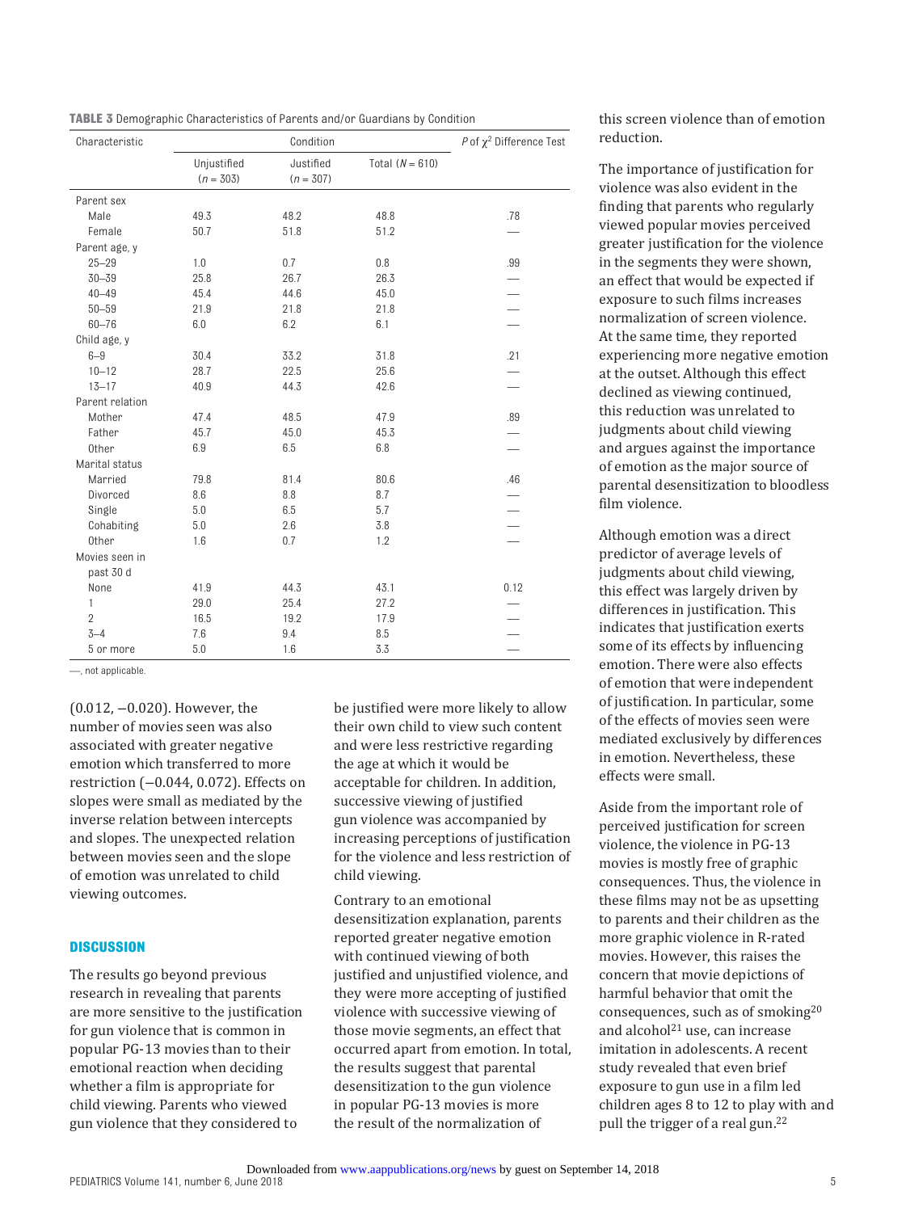**TABLE 3** Demographic Characteristics of Parents and/or Guardians by Condition

| Characteristic | Condition | | | $P$ of $\chi^2$ Difference Test |
|---|---|---|---|---|
| | Unjustified ($n$ = 303) | Justified ($n$ = 307) | Total ($N$ = 610) | |
| Parent sex | | | | |
| Male | 49.3 | 48.2 | 48.8 | .78 |
| Female | 50.7 | 51.8 | 51.2 | — |
| Parent age, y | | | | |
| 25–29 | 1.0 | 0.7 | 0.8 | .99 |
| 30–39 | 25.8 | 26.7 | 26.3 | — |
| 40–49 | 45.4 | 44.6 | 45.0 | — |
| 50–59 | 21.9 | 21.8 | 21.8 | — |
| 60–76 | 6.0 | 6.2 | 6.1 | — |
| Child age, y | | | | |
| 6–9 | 30.4 | 33.2 | 31.8 | .21 |
| 10–12 | 28.7 | 22.5 | 25.6 | — |
| 13–17 | 40.9 | 44.3 | 42.6 | — |
| Parent relation | | | | |
| Mother | 47.4 | 48.5 | 47.9 | .89 |
| Father | 45.7 | 45.0 | 45.3 | — |
| Other | 6.9 | 6.5 | 6.8 | — |
| Marital status | | | | |
| Married | 79.8 | 81.4 | 80.6 | .46 |
| Divorced | 8.6 | 8.8 | 8.7 | — |
| Single | 5.0 | 6.5 | 5.7 | — |
| Cohabiting | 5.0 | 2.6 | 3.8 | — |
| Other | 1.6 | 0.7 | 1.2 | — |
| Movies seen in past 30 d | | | | |
| None | 41.9 | 44.3 | 43.1 | 0.12 |
| 1 | 29.0 | 25.4 | 27.2 | — |
| 2 | 16.5 | 19.2 | 17.9 | — |
| 3–4 | 7.6 | 9.4 | 8.5 | — |
| 5 or more | 5.0 | 1.6 | 3.3 | — |

—, not applicable.

(0.012, −0.020). However, the number of movies seen was also associated with greater negative emotion which transferred to more restriction (−0.044, 0.072). Effects on slopes were small as mediated by the inverse relation between intercepts and slopes. The unexpected relation between movies seen and the slope of emotion was unrelated to child viewing outcomes.

## DISCUSSION

The results go beyond previous research in revealing that parents are more sensitive to the justification for gun violence that is common in popular PG-13 movies than to their emotional reaction when deciding whether a film is appropriate for child viewing. Parents who viewed gun violence that they considered to be justified were more likely to allow their own child to view such content and were less restrictive regarding the age at which it would be acceptable for children. In addition, successive viewing of justified gun violence was accompanied by increasing perceptions of justification for the violence and less restriction of child viewing.

Contrary to an emotional desensitization explanation, parents reported greater negative emotion with continued viewing of both justified and unjustified violence, and they were more accepting of justified violence with successive viewing of those movie segments, an effect that occurred apart from emotion. In total, the results suggest that parental desensitization to the gun violence in popular PG-13 movies is more the result of the normalization of this screen violence than of emotion reduction.

The importance of justification for violence was also evident in the finding that parents who regularly viewed popular movies perceived greater justification for the violence in the segments they were shown, an effect that would be expected if exposure to such films increases normalization of screen violence. At the same time, they reported experiencing more negative emotion at the outset. Although this effect declined as viewing continued, this reduction was unrelated to judgments about child viewing and argues against the importance of emotion as the major source of parental desensitization to bloodless film violence.

Although emotion was a direct predictor of average levels of judgments about child viewing, this effect was largely driven by differences in justification. This indicates that justification exerts some of its effects by influencing emotion. There were also effects of emotion that were independent of justification. In particular, some of the effects of movies seen were mediated exclusively by differences in emotion. Nevertheless, these effects were small.

Aside from the important role of perceived justification for screen violence, the violence in PG-13 movies is mostly free of graphic consequences. Thus, the violence in these films may not be as upsetting to parents and their children as the more graphic violence in R-rated movies. However, this raises the concern that movie depictions of harmful behavior that omit the consequences, such as of smoking[20] and alcohol[21] use, can increase imitation in adolescents. A recent study revealed that even brief exposure to gun use in a film led children ages 8 to 12 to play with and pull the trigger of a real gun.[22]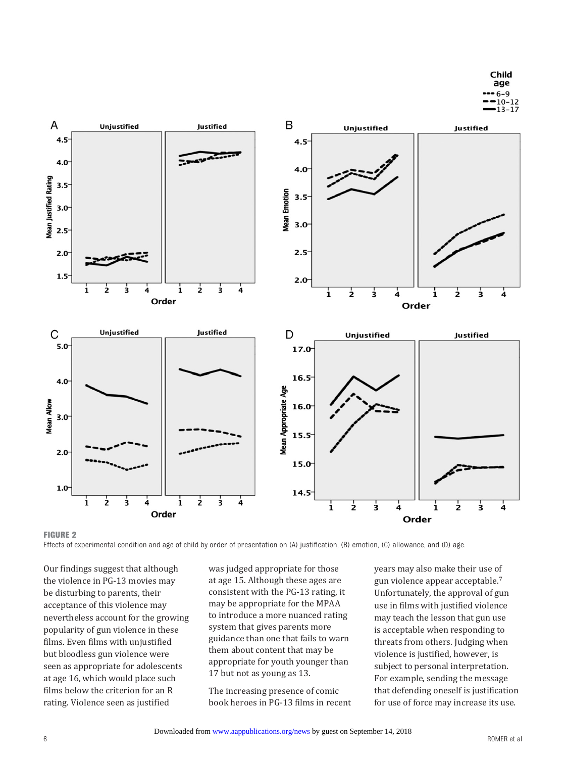**FIGURE 2**

Effects of experimental condition and age of child by order of presentation on (A) justification, (B) emotion, (C) allowance, and (D) age.

Our findings suggest that although the violence in PG-13 movies may be disturbing to parents, their acceptance of this violence may nevertheless account for the growing popularity of gun violence in these films. Even films with unjustified but bloodless gun violence were seen as appropriate for adolescents at age 16, which would place such films below the criterion for an R rating. Violence seen as justified was judged appropriate for those at age 15. Although these ages are consistent with the PG-13 rating, it may be appropriate for the MPAA to introduce a more nuanced rating system that gives parents more guidance than one that fails to warn them about content that may be appropriate for youth younger than 17 but not as young as 13.

The increasing presence of comic book heroes in PG-13 films in recent years may also make their use of gun violence appear acceptable.[7] Unfortunately, the approval of gun use in films with justified violence may teach the lesson that gun use is acceptable when responding to threats from others. Judging when violence is justified, however, is subject to personal interpretation. For example, sending the message that defending oneself is justification for use of force may increase its use.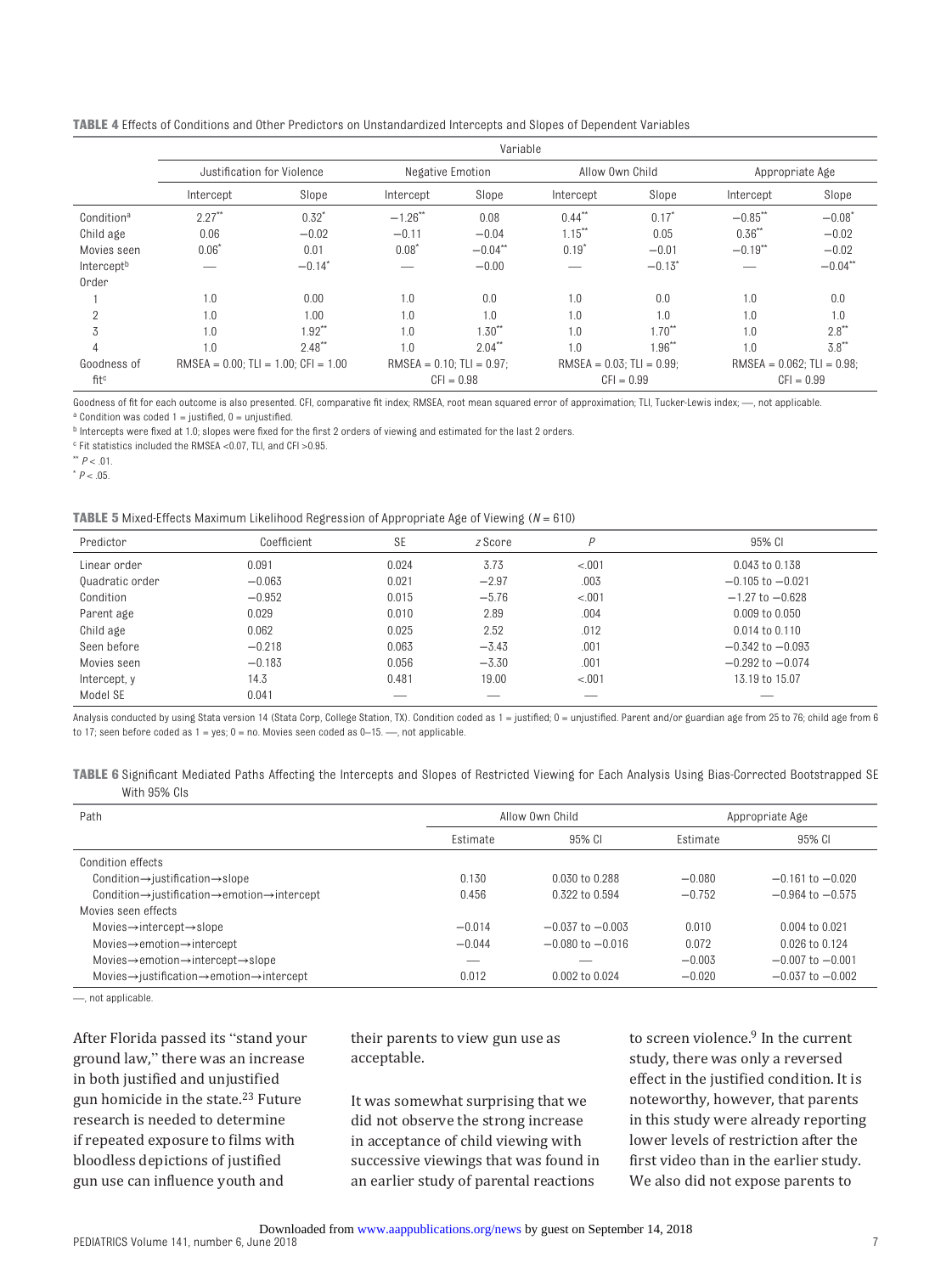**TABLE 4** Effects of Conditions and Other Predictors on Unstandardized Intercepts and Slopes of Dependent Variables

| | Variable | | | | | | | |
|---|---|---|---|---|---|---|---|---|
| | Justification for Violence | | Negative Emotion | | Allow Own Child | | Appropriate Age | |
| | Intercept | Slope | Intercept | Slope | Intercept | Slope | Intercept | Slope |
| Condition[a] | 2.27** | 0.32* | −1.26** | 0.08 | 0.44** | 0.17* | −0.85** | −0.08* |
| Child age | 0.06 | −0.02 | −0.11 | −0.04 | 1.15** | 0.05 | 0.36** | −0.02 |
| Movies seen | 0.06* | 0.01 | 0.08* | −0.04** | 0.19* | −0.01 | −0.19** | −0.02 |
| Intercept[b] | — | −0.14* | — | −0.00 | — | −0.13* | — | −0.04** |
| Order | | | | | | | | |
| 1 | 1.0 | 0.00 | 1.0 | 0.0 | 1.0 | 0.0 | 1.0 | 0.0 |
| 2 | 1.0 | 1.00 | 1.0 | 1.0 | 1.0 | 1.0 | 1.0 | 1.0 |
| 3 | 1.0 | 1.92** | 1.0 | 1.30** | 1.0 | 1.70** | 1.0 | 2.8** |
| 4 | 1.0 | 2.48** | 1.0 | 2.04** | 1.0 | 1.96** | 1.0 | 3.8** |
| Goodness of fit[c] | RMSEA = 0.00; TLI = 1.00; CFI = 1.00 | | RMSEA = 0.10; TLI = 0.97; CFI = 0.98 | | RMSEA = 0.03; TLI = 0.99; CFI = 0.99 | | RMSEA = 0.062; TLI = 0.98; CFI = 0.99 | |

Goodness of fit for each outcome is also presented. CFI, comparative fit index; RMSEA, root mean squared error of approximation; TLI, Tucker-Lewis index; —, not applicable.
[a] Condition was coded 1 = justified, 0 = unjustified.
[b] Intercepts were fixed at 1.0; slopes were fixed for the first 2 orders of viewing and estimated for the last 2 orders.
[c] Fit statistics included the RMSEA <0.07, TLI, and CFI >0.95.
** $P < .01$.
* $P < .05$.

**TABLE 5** Mixed-Effects Maximum Likelihood Regression of Appropriate Age of Viewing ($N = 610$)

| Predictor | Coefficient | SE | *z* Score | *P* | 95% CI |
|---|---|---|---|---|---|
| Linear order | 0.091 | 0.024 | 3.73 | <.001 | 0.043 to 0.138 |
| Quadratic order | −0.063 | 0.021 | −2.97 | .003 | −0.105 to −0.021 |
| Condition | −0.952 | 0.015 | −5.76 | <.001 | −1.27 to −0.628 |
| Parent age | 0.029 | 0.010 | 2.89 | .004 | 0.009 to 0.050 |
| Child age | 0.062 | 0.025 | 2.52 | .012 | 0.014 to 0.110 |
| Seen before | −0.218 | 0.063 | −3.43 | .001 | −0.342 to −0.093 |
| Movies seen | −0.183 | 0.056 | −3.30 | .001 | −0.292 to −0.074 |
| Intercept, y | 14.3 | 0.481 | 19.00 | <.001 | 13.19 to 15.07 |
| Model SE | 0.041 | — | — | — | — |

Analysis conducted by using Stata version 14 (Stata Corp, College Station, TX). Condition coded as 1 = justified; 0 = unjustified. Parent and/or guardian age from 25 to 76; child age from 6 to 17; seen before coded as 1 = yes; 0 = no. Movies seen coded as 0–15. —, not applicable.

**TABLE 6** Significant Mediated Paths Affecting the Intercepts and Slopes of Restricted Viewing for Each Analysis Using Bias-Corrected Bootstrapped SE With 95% CIs

| Path | Allow Own Child | | Appropriate Age | |
|---|---|---|---|---|
| | Estimate | 95% CI | Estimate | 95% CI |
| Condition effects | | | | |
| Condition→justification→slope | 0.130 | 0.030 to 0.288 | −0.080 | −0.161 to −0.020 |
| Condition→justification→emotion→intercept | 0.456 | 0.322 to 0.594 | −0.752 | −0.964 to −0.575 |
| Movies seen effects | | | | |
| Movies→intercept→slope | −0.014 | −0.037 to −0.003 | 0.010 | 0.004 to 0.021 |
| Movies→emotion→intercept | −0.044 | −0.080 to −0.016 | 0.072 | 0.026 to 0.124 |
| Movies→emotion→intercept→slope | — | — | −0.003 | −0.007 to −0.001 |
| Movies→justification→emotion→intercept | 0.012 | 0.002 to 0.024 | −0.020 | −0.037 to −0.002 |

—, not applicable.

After Florida passed its "stand your ground law," there was an increase in both justified and unjustified gun homicide in the state.[23] Future research is needed to determine if repeated exposure to films with bloodless depictions of justified gun use can influence youth and their parents to view gun use as acceptable.

It was somewhat surprising that we did not observe the strong increase in acceptance of child viewing with successive viewings that was found in an earlier study of parental reactions to screen violence.[9] In the current study, there was only a reversed effect in the justified condition. It is noteworthy, however, that parents in this study were already reporting lower levels of restriction after the first video than in the earlier study. We also did not expose parents to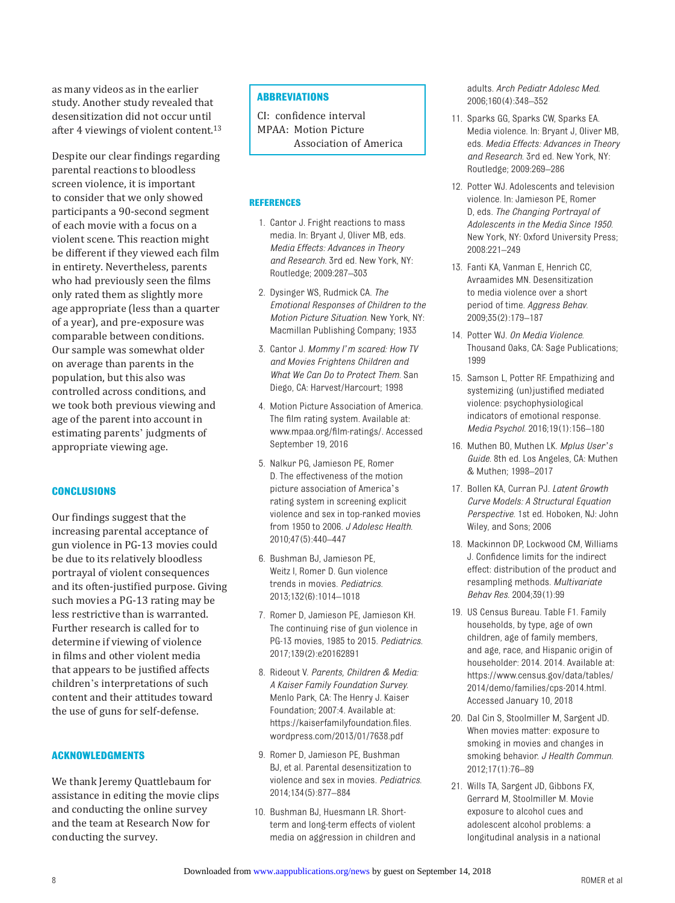as many videos as in the earlier study. Another study revealed that desensitization did not occur until after 4 viewings of violent content.[13]

Despite our clear findings regarding parental reactions to bloodless screen violence, it is important to consider that we only showed participants a 90-second segment of each movie with a focus on a violent scene. This reaction might be different if they viewed each film in entirety. Nevertheless, parents who had previously seen the films only rated them as slightly more age appropriate (less than a quarter of a year), and pre-exposure was comparable between conditions. Our sample was somewhat older on average than parents in the population, but this also was controlled across conditions, and we took both previous viewing and age of the parent into account in estimating parents' judgments of appropriate viewing age.

## CONCLUSIONS

Our findings suggest that the increasing parental acceptance of gun violence in PG-13 movies could be due to its relatively bloodless portrayal of violent consequences and its often-justified purpose. Giving such movies a PG-13 rating may be less restrictive than is warranted. Further research is called for to determine if viewing of violence in films and other violent media that appears to be justified affects children's interpretations of such content and their attitudes toward the use of guns for self-defense.

## ACKNOWLEDGMENTS

We thank Jeremy Quattlebaum for assistance in editing the movie clips and conducting the online survey and the team at Research Now for conducting the survey.

## ABBREVIATIONS

CI: confidence interval
MPAA: Motion Picture Association of America

## REFERENCES

1. Cantor J. Fright reactions to mass media. In: Bryant J, Oliver MB, eds. *Media Effects: Advances in Theory and Research*. 3rd ed. New York, NY: Routledge; 2009:287–303
2. Dysinger WS, Rudmick CA. *The Emotional Responses of Children to the Motion Picture Situation*. New York, NY: Macmillan Publishing Company; 1933
3. Cantor J. *Mommy I'm scared: How TV and Movies Frightens Children and What We Can Do to Protect Them*. San Diego, CA: Harvest/Harcourt; 1998
4. Motion Picture Association of America. The film rating system. Available at: www.mpaa.org/film-ratings/. Accessed September 19, 2016
5. Nalkur PG, Jamieson PE, Romer D. The effectiveness of the motion picture association of America's rating system in screening explicit violence and sex in top-ranked movies from 1950 to 2006. *J Adolesc Health*. 2010;47(5):440–447
6. Bushman BJ, Jamieson PE, Weitz I, Romer D. Gun violence trends in movies. *Pediatrics*. 2013;132(6):1014–1018
7. Romer D, Jamieson PE, Jamieson KH. The continuing rise of gun violence in PG-13 movies, 1985 to 2015. *Pediatrics*. 2017;139(2):e20162891
8. Rideout V. *Parents, Children & Media: A Kaiser Family Foundation Survey*. Menlo Park, CA: The Henry J. Kaiser Foundation; 2007:4. Available at: https://kaiserfamilyfoundation.files.wordpress.com/2013/01/7638.pdf
9. Romer D, Jamieson PE, Bushman BJ, et al. Parental desensitization to violence and sex in movies. *Pediatrics*. 2014;134(5):877–884
10. Bushman BJ, Huesmann LR. Short-term and long-term effects of violent media on aggression in children and adults. *Arch Pediatr Adolesc Med*. 2006;160(4):348–352
11. Sparks GG, Sparks CW, Sparks EA. Media violence. In: Bryant J, Oliver MB, eds. *Media Effects: Advances in Theory and Research*. 3rd ed. New York, NY: Routledge; 2009:269–286
12. Potter WJ. Adolescents and television violence. In: Jamieson PE, Romer D, eds. *The Changing Portrayal of Adolescents in the Media Since 1950*. New York, NY: Oxford University Press; 2008:221–249
13. Fanti KA, Vanman E, Henrich CC, Avraamides MN. Desensitization to media violence over a short period of time. *Aggress Behav*. 2009;35(2):179–187
14. Potter WJ. *On Media Violence*. Thousand Oaks, CA: Sage Publications; 1999
15. Samson L, Potter RF. Empathizing and systemizing (un)justified mediated violence: psychophysiological indicators of emotional response. *Media Psychol*. 2016;19(1):156–180
16. Muthen BO, Muthen LK. *Mplus User's Guide*. 8th ed. Los Angeles, CA: Muthen & Muthen; 1998–2017
17. Bollen KA, Curran PJ. *Latent Growth Curve Models: A Structural Equation Perspective*. 1st ed. Hoboken, NJ: John Wiley, and Sons; 2006
18. Mackinnon DP, Lockwood CM, Williams J. Confidence limits for the indirect effect: distribution of the product and resampling methods. *Multivariate Behav Res*. 2004;39(1):99
19. US Census Bureau. Table F1. Family households, by type, age of own children, age of family members, and age, race, and Hispanic origin of householder: 2014. 2014. Available at: https://www.census.gov/data/tables/2014/demo/families/cps-2014.html. Accessed January 10, 2018
20. Dal Cin S, Stoolmiller M, Sargent JD. When movies matter: exposure to smoking in movies and changes in smoking behavior. *J Health Commun*. 2012;17(1):76–89
21. Wills TA, Sargent JD, Gibbons FX, Gerrard M, Stoolmiller M. Movie exposure to alcohol cues and adolescent alcohol problems: a longitudinal analysis in a national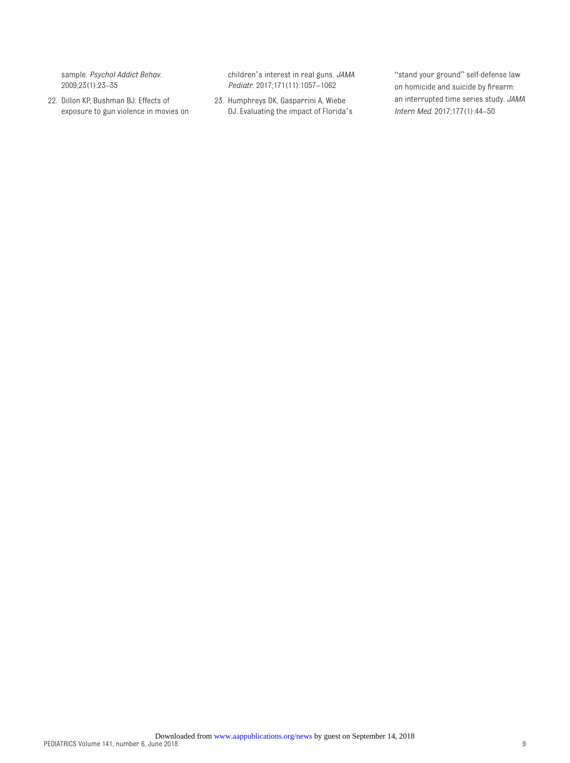sample. *Psychol Addict Behav*. 2009;23(1):23–35

22. Dillon KP, Bushman BJ. Effects of exposure to gun violence in movies on children's interest in real guns. *JAMA Pediatr*. 2017;171(11):1057–1062

23. Humphreys DK, Gasparrini A, Wiebe DJ. Evaluating the impact of Florida's "stand your ground" self-defense law on homicide and suicide by firearm: an interrupted time series study. *JAMA Intern Med*. 2017;177(1):44–50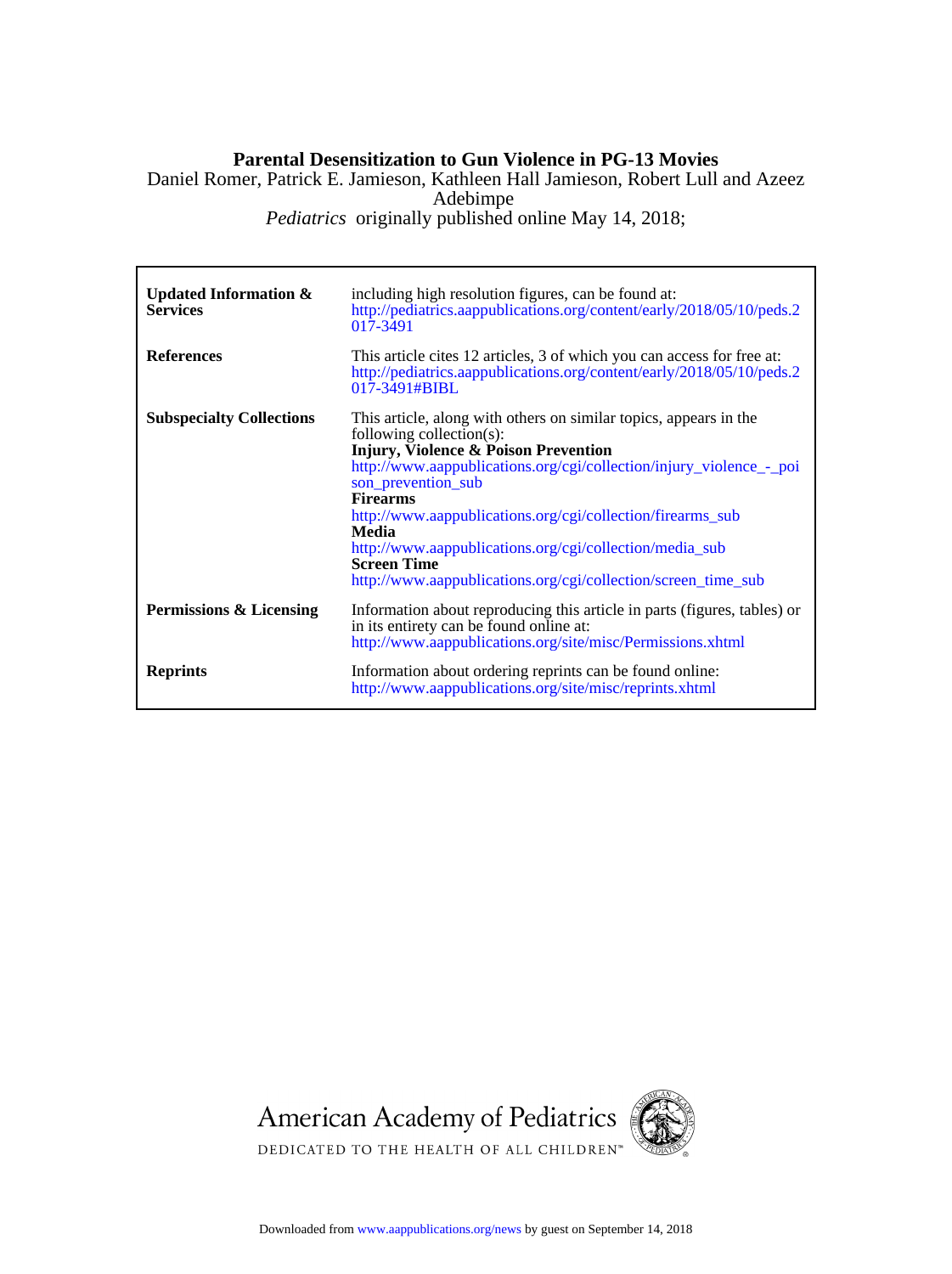# Parental Desensitization to Gun Violence in PG-13 Movies

Daniel Romer, Patrick E. Jamieson, Kathleen Hall Jamieson, Robert Lull and Azeez Adebimpe

*Pediatrics* originally published online May 14, 2018;

| | |
|---|---|
| **Updated Information & Services** | including high resolution figures, can be found at: http://pediatrics.aappublications.org/content/early/2018/05/10/peds.2017-3491 |
| **References** | This article cites 12 articles, 3 of which you can access for free at: http://pediatrics.aappublications.org/content/early/2018/05/10/peds.2017-3491#BIBL |
| **Subspecialty Collections** | This article, along with others on similar topics, appears in the following collection(s): **Injury, Violence & Poison Prevention** http://www.aappublications.org/cgi/collection/injury_violence_-_poison_prevention_sub **Firearms** http://www.aappublications.org/cgi/collection/firearms_sub **Media** http://www.aappublications.org/cgi/collection/media_sub **Screen Time** http://www.aappublications.org/cgi/collection/screen_time_sub |
| **Permissions & Licensing** | Information about reproducing this article in parts (figures, tables) or in its entirety can be found online at: http://www.aappublications.org/site/misc/Permissions.xhtml |
| **Reprints** | Information about ordering reprints can be found online: http://www.aappublications.org/site/misc/reprints.xhtml |

American Academy of Pediatrics

DEDICATED TO THE HEALTH OF ALL CHILDREN™

Downloaded from www.aappublications.org/news by guest on September 14, 2018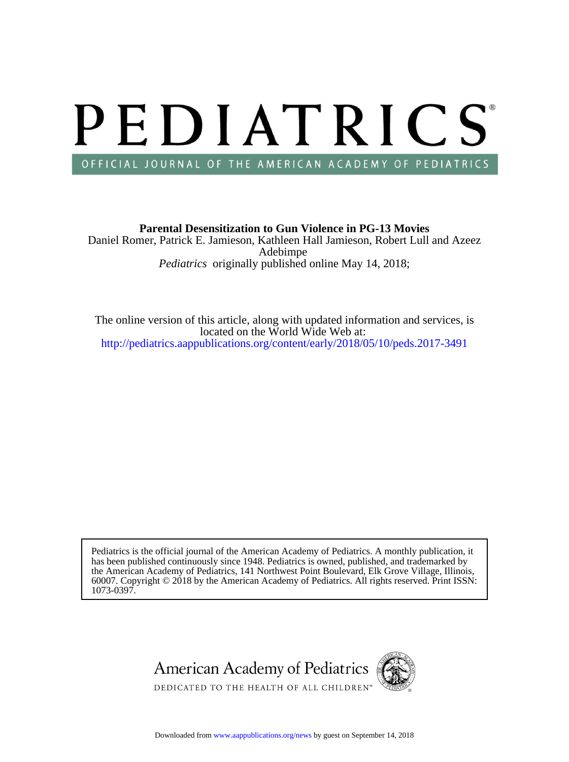# PEDIATRICS

OFFICIAL JOURNAL OF THE AMERICAN ACADEMY OF PEDIATRICS

**Parental Desensitization to Gun Violence in PG-13 Movies**

Daniel Romer, Patrick E. Jamieson, Kathleen Hall Jamieson, Robert Lull and Azeez Adebimpe

*Pediatrics* originally published online May 14, 2018;

The online version of this article, along with updated information and services, is located on the World Wide Web at:

http://pediatrics.aappublications.org/content/early/2018/05/10/peds.2017-3491

Pediatrics is the official journal of the American Academy of Pediatrics. A monthly publication, it has been published continuously since 1948. Pediatrics is owned, published, and trademarked by the American Academy of Pediatrics, 141 Northwest Point Boulevard, Elk Grove Village, Illinois, 60007. Copyright © 2018 by the American Academy of Pediatrics. All rights reserved. Print ISSN: 1073-0397.

American Academy of Pediatrics

DEDICATED TO THE HEALTH OF ALL CHILDREN™